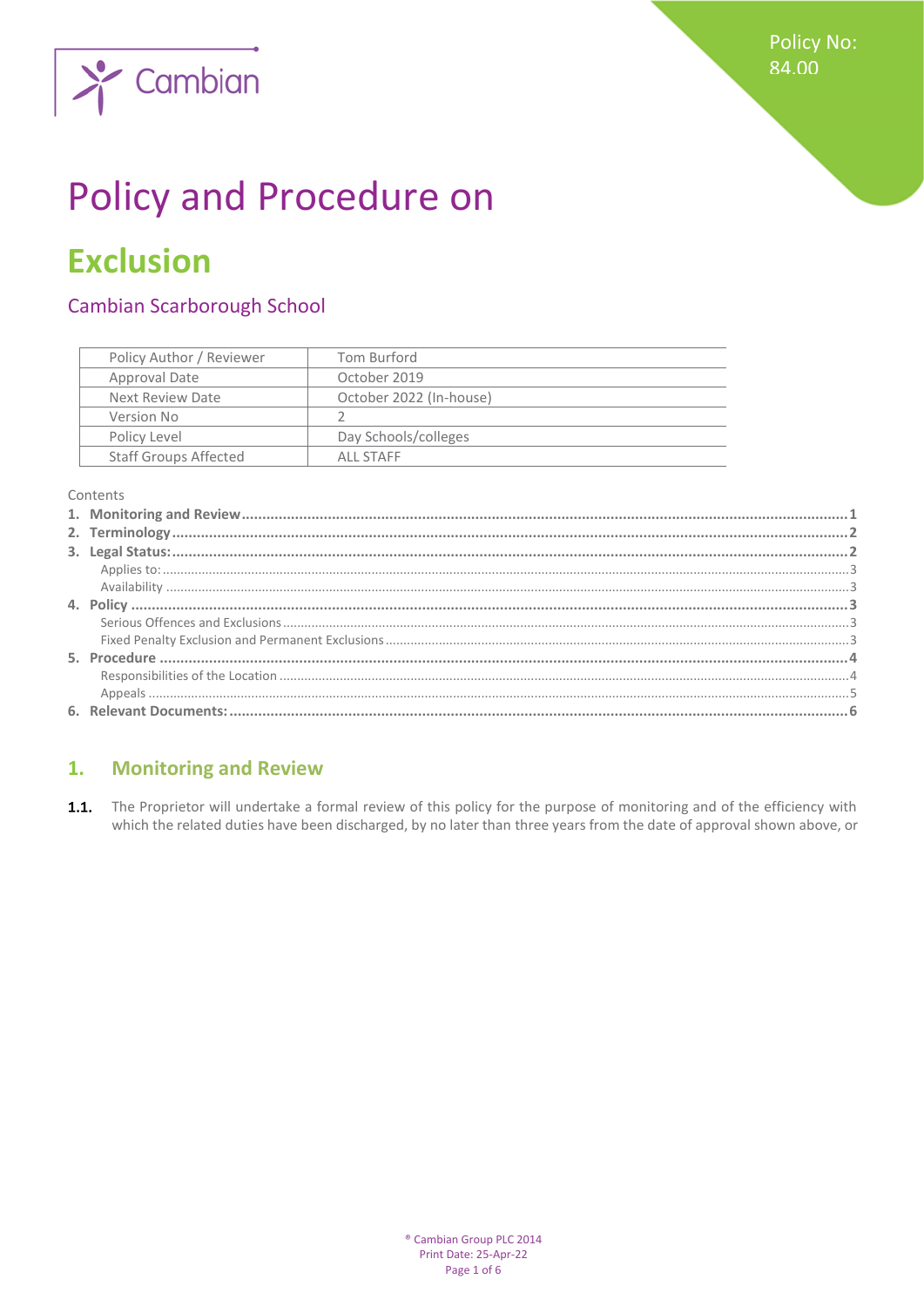Policy No: 84.00

# Policy and Procedure on

# Exclusion

## Cambian Scarborough School

| Policy Author / Reviewer | Tom Burford |
|---|---|
| Approval Date | October 2019 |
| Next Review Date | October 2022 (In-house) |
| Version No | 2 |
| Policy Level | Day Schools/colleges |
| Staff Groups Affected | ALL STAFF |

Contents

1. **Monitoring and Review** .......... 1
2. **Terminology** .......... 2
3. **Legal Status:** .......... 2
   - Applies to: .......... 3
   - Availability .......... 3
4. **Policy** .......... 3
   - Serious Offences and Exclusions .......... 3
   - Fixed Penalty Exclusion and Permanent Exclusions .......... 3
5. **Procedure** .......... 4
   - Responsibilities of the Location .......... 4
   - Appeals .......... 5
6. **Relevant Documents:** .......... 6

## 1. Monitoring and Review

**1.1.** The Proprietor will undertake a formal review of this policy for the purpose of monitoring and of the efficiency with which the related duties have been discharged, by no later than three years from the date of approval shown above, or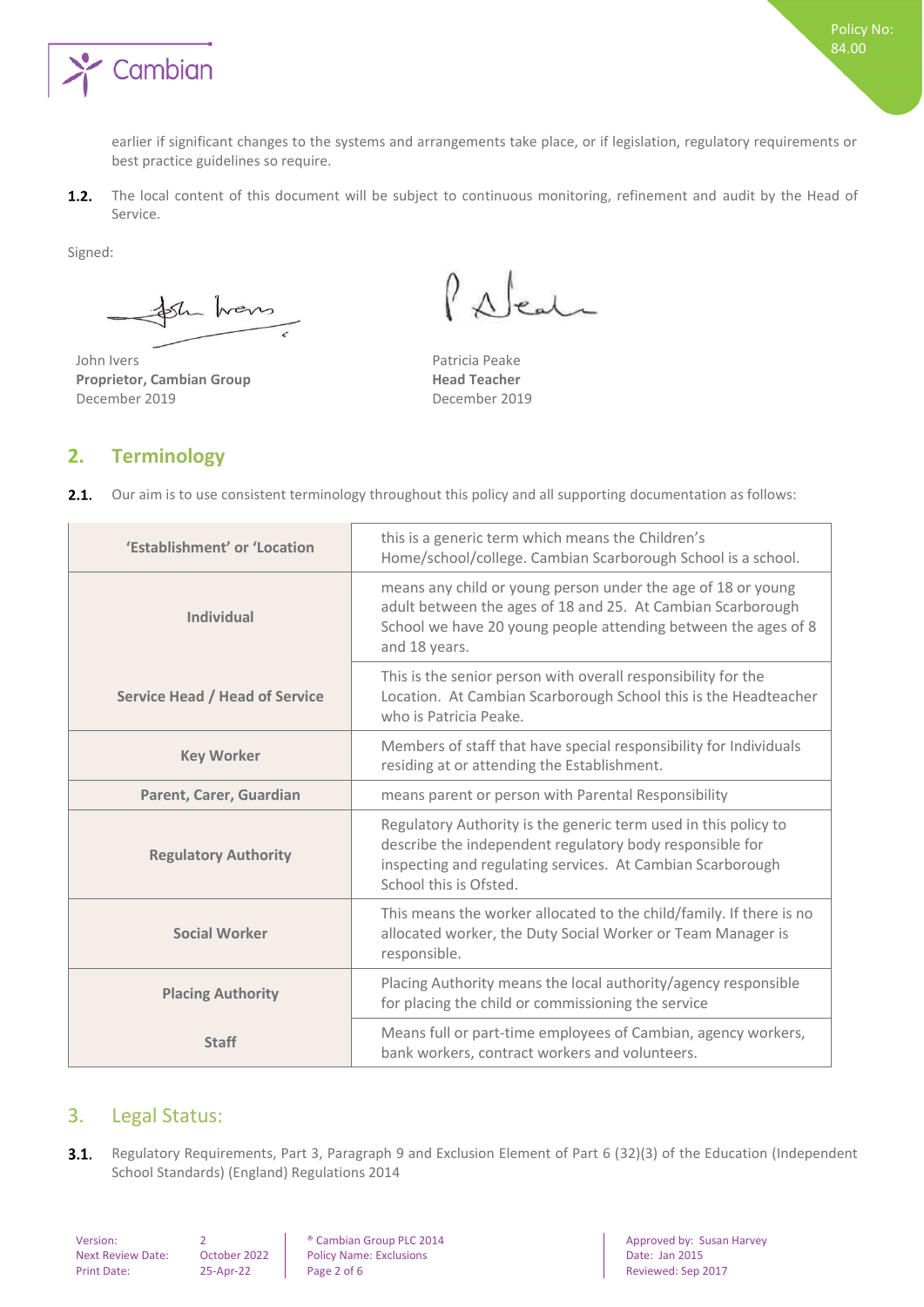earlier if significant changes to the systems and arrangements take place, or if legislation, regulatory requirements or best practice guidelines so require.

**1.2.** The local content of this document will be subject to continuous monitoring, refinement and audit by the Head of Service.

Signed:

John Ivers
**Proprietor, Cambian Group**
December 2019

Patricia Peake
**Head Teacher**
December 2019

## 2. Terminology

**2.1.** Our aim is to use consistent terminology throughout this policy and all supporting documentation as follows:

| | |
|---|---|
| **'Establishment' or 'Location** | this is a generic term which means the Children's Home/school/college. Cambian Scarborough School is a school. |
| **Individual** | means any child or young person under the age of 18 or young adult between the ages of 18 and 25. At Cambian Scarborough School we have 20 young people attending between the ages of 8 and 18 years. |
| **Service Head / Head of Service** | This is the senior person with overall responsibility for the Location. At Cambian Scarborough School this is the Headteacher who is Patricia Peake. |
| **Key Worker** | Members of staff that have special responsibility for Individuals residing at or attending the Establishment. |
| **Parent, Carer, Guardian** | means parent or person with Parental Responsibility |
| **Regulatory Authority** | Regulatory Authority is the generic term used in this policy to describe the independent regulatory body responsible for inspecting and regulating services. At Cambian Scarborough School this is Ofsted. |
| **Social Worker** | This means the worker allocated to the child/family. If there is no allocated worker, the Duty Social Worker or Team Manager is responsible. |
| **Placing Authority** | Placing Authority means the local authority/agency responsible for placing the child or commissioning the service |
| **Staff** | Means full or part-time employees of Cambian, agency workers, bank workers, contract workers and volunteers. |

## 3. Legal Status:

**3.1.** Regulatory Requirements, Part 3, Paragraph 9 and Exclusion Element of Part 6 (32)(3) of the Education (Independent School Standards) (England) Regulations 2014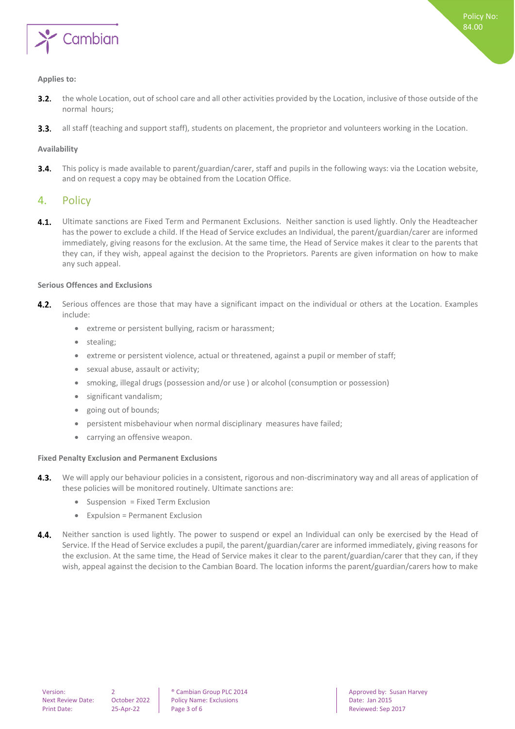**Applies to:**

**3.2.** the whole Location, out of school care and all other activities provided by the Location, inclusive of those outside of the normal hours;

**3.3.** all staff (teaching and support staff), students on placement, the proprietor and volunteers working in the Location.

**Availability**

**3.4.** This policy is made available to parent/guardian/carer, staff and pupils in the following ways: via the Location website, and on request a copy may be obtained from the Location Office.

## 4. Policy

**4.1.** Ultimate sanctions are Fixed Term and Permanent Exclusions. Neither sanction is used lightly. Only the Headteacher has the power to exclude a child. If the Head of Service excludes an Individual, the parent/guardian/carer are informed immediately, giving reasons for the exclusion. At the same time, the Head of Service makes it clear to the parents that they can, if they wish, appeal against the decision to the Proprietors. Parents are given information on how to make any such appeal.

**Serious Offences and Exclusions**

**4.2.** Serious offences are those that may have a significant impact on the individual or others at the Location. Examples include:

- extreme or persistent bullying, racism or harassment;
- stealing;
- extreme or persistent violence, actual or threatened, against a pupil or member of staff;
- sexual abuse, assault or activity;
- smoking, illegal drugs (possession and/or use ) or alcohol (consumption or possession)
- significant vandalism;
- going out of bounds;
- persistent misbehaviour when normal disciplinary measures have failed;
- carrying an offensive weapon.

**Fixed Penalty Exclusion and Permanent Exclusions**

**4.3.** We will apply our behaviour policies in a consistent, rigorous and non-discriminatory way and all areas of application of these policies will be monitored routinely. Ultimate sanctions are:

- Suspension = Fixed Term Exclusion
- Expulsion = Permanent Exclusion

**4.4.** Neither sanction is used lightly. The power to suspend or expel an Individual can only be exercised by the Head of Service. If the Head of Service excludes a pupil, the parent/guardian/carer are informed immediately, giving reasons for the exclusion. At the same time, the Head of Service makes it clear to the parent/guardian/carer that they can, if they wish, appeal against the decision to the Cambian Board. The location informs the parent/guardian/carers how to make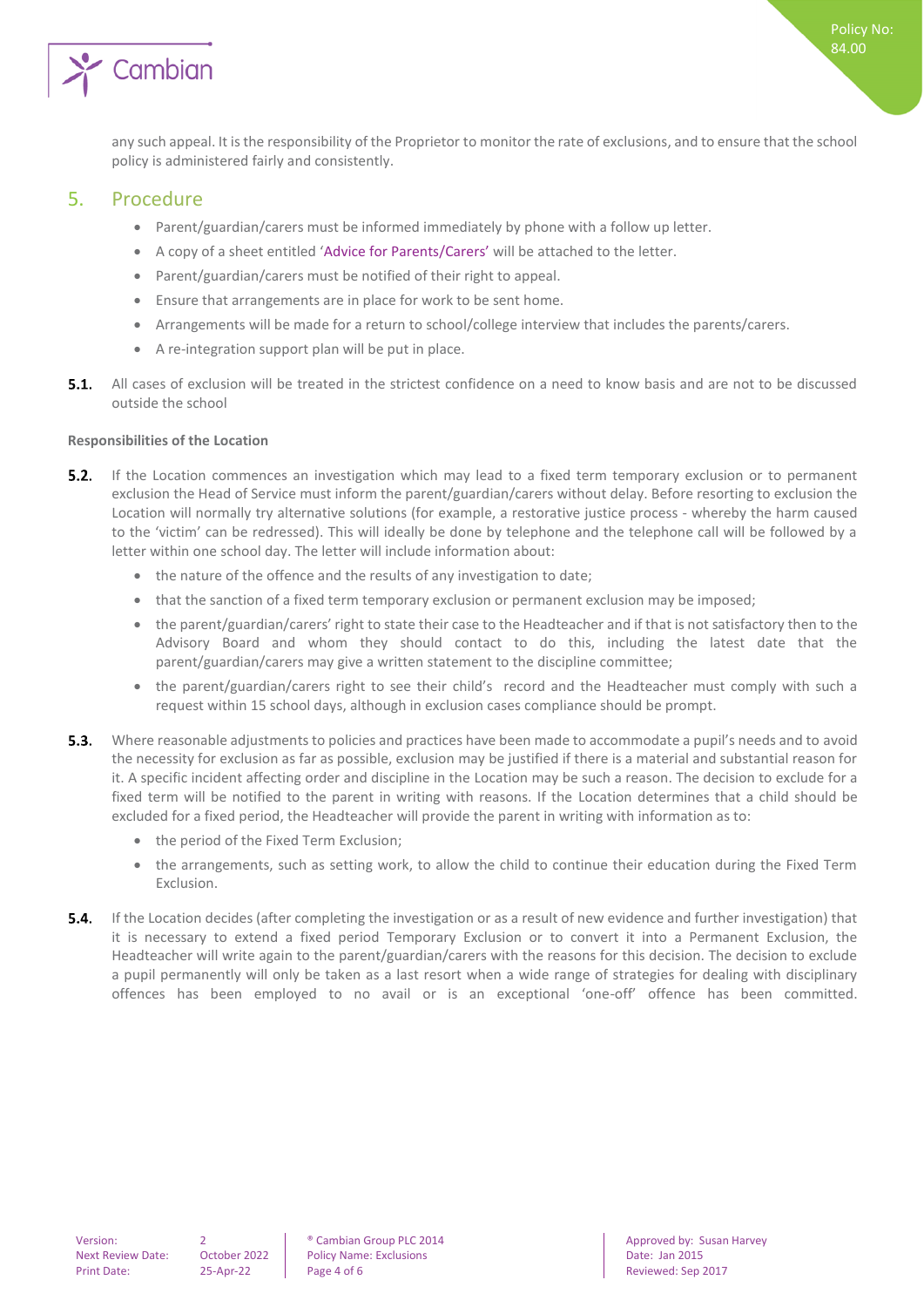any such appeal. It is the responsibility of the Proprietor to monitor the rate of exclusions, and to ensure that the school policy is administered fairly and consistently.

## 5. Procedure

- Parent/guardian/carers must be informed immediately by phone with a follow up letter.
- A copy of a sheet entitled 'Advice for Parents/Carers' will be attached to the letter.
- Parent/guardian/carers must be notified of their right to appeal.
- Ensure that arrangements are in place for work to be sent home.
- Arrangements will be made for a return to school/college interview that includes the parents/carers.
- A re-integration support plan will be put in place.

**5.1.** All cases of exclusion will be treated in the strictest confidence on a need to know basis and are not to be discussed outside the school

**Responsibilities of the Location**

**5.2.** If the Location commences an investigation which may lead to a fixed term temporary exclusion or to permanent exclusion the Head of Service must inform the parent/guardian/carers without delay. Before resorting to exclusion the Location will normally try alternative solutions (for example, a restorative justice process - whereby the harm caused to the 'victim' can be redressed). This will ideally be done by telephone and the telephone call will be followed by a letter within one school day. The letter will include information about:

- the nature of the offence and the results of any investigation to date;
- that the sanction of a fixed term temporary exclusion or permanent exclusion may be imposed;
- the parent/guardian/carers' right to state their case to the Headteacher and if that is not satisfactory then to the Advisory Board and whom they should contact to do this, including the latest date that the parent/guardian/carers may give a written statement to the discipline committee;
- the parent/guardian/carers right to see their child's record and the Headteacher must comply with such a request within 15 school days, although in exclusion cases compliance should be prompt.

**5.3.** Where reasonable adjustments to policies and practices have been made to accommodate a pupil's needs and to avoid the necessity for exclusion as far as possible, exclusion may be justified if there is a material and substantial reason for it. A specific incident affecting order and discipline in the Location may be such a reason. The decision to exclude for a fixed term will be notified to the parent in writing with reasons. If the Location determines that a child should be excluded for a fixed period, the Headteacher will provide the parent in writing with information as to:

- the period of the Fixed Term Exclusion;
- the arrangements, such as setting work, to allow the child to continue their education during the Fixed Term Exclusion.

**5.4.** If the Location decides (after completing the investigation or as a result of new evidence and further investigation) that it is necessary to extend a fixed period Temporary Exclusion or to convert it into a Permanent Exclusion, the Headteacher will write again to the parent/guardian/carers with the reasons for this decision. The decision to exclude a pupil permanently will only be taken as a last resort when a wide range of strategies for dealing with disciplinary offences has been employed to no avail or is an exceptional 'one-off' offence has been committed.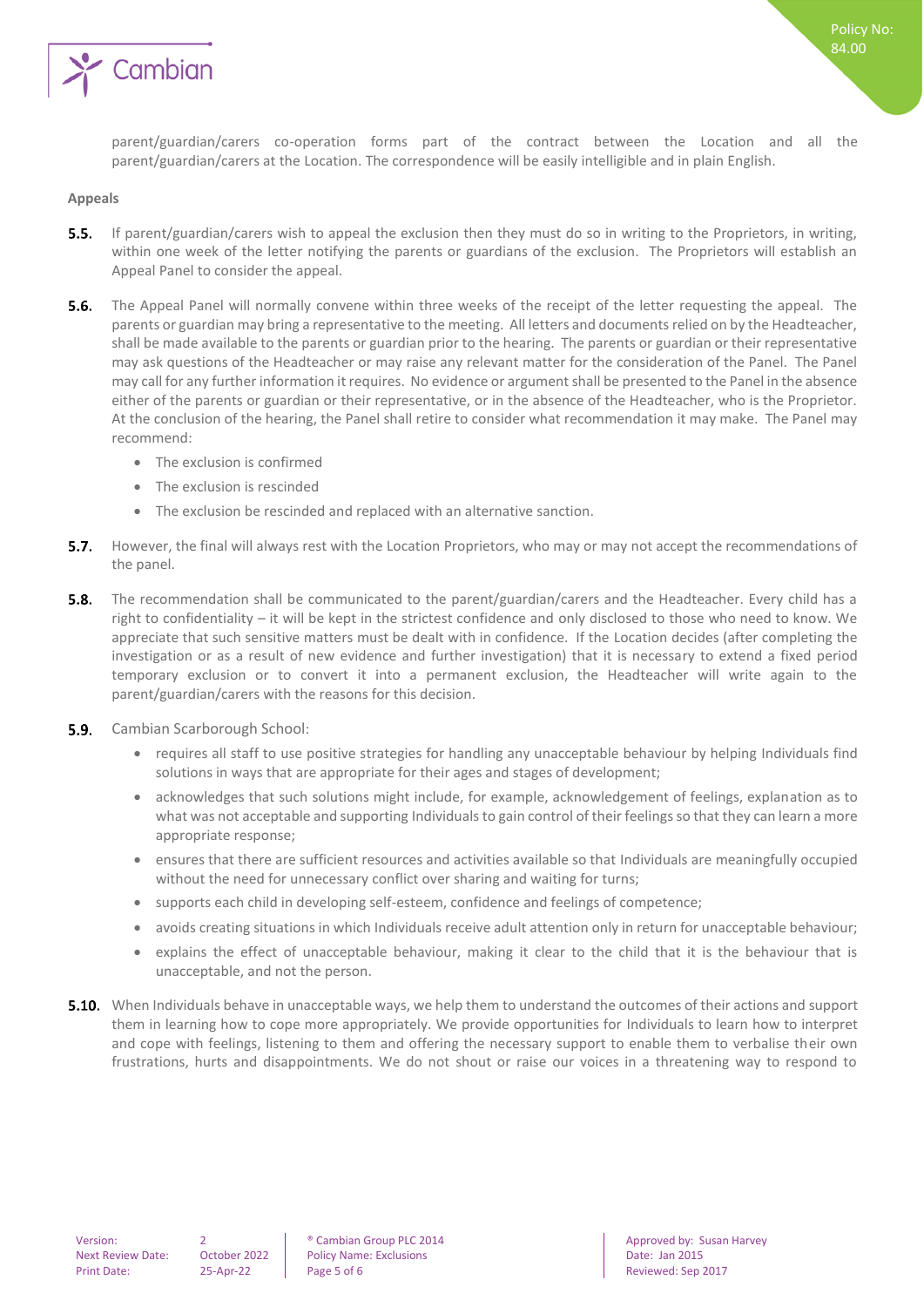parent/guardian/carers co-operation forms part of the contract between the Location and all the parent/guardian/carers at the Location. The correspondence will be easily intelligible and in plain English.

**Appeals**

**5.5.** If parent/guardian/carers wish to appeal the exclusion then they must do so in writing to the Proprietors, in writing, within one week of the letter notifying the parents or guardians of the exclusion. The Proprietors will establish an Appeal Panel to consider the appeal.

**5.6.** The Appeal Panel will normally convene within three weeks of the receipt of the letter requesting the appeal. The parents or guardian may bring a representative to the meeting. All letters and documents relied on by the Headteacher, shall be made available to the parents or guardian prior to the hearing. The parents or guardian or their representative may ask questions of the Headteacher or may raise any relevant matter for the consideration of the Panel. The Panel may call for any further information it requires. No evidence or argument shall be presented to the Panel in the absence either of the parents or guardian or their representative, or in the absence of the Headteacher, who is the Proprietor. At the conclusion of the hearing, the Panel shall retire to consider what recommendation it may make. The Panel may recommend:

- The exclusion is confirmed
- The exclusion is rescinded
- The exclusion be rescinded and replaced with an alternative sanction.

**5.7.** However, the final will always rest with the Location Proprietors, who may or may not accept the recommendations of the panel.

**5.8.** The recommendation shall be communicated to the parent/guardian/carers and the Headteacher. Every child has a right to confidentiality – it will be kept in the strictest confidence and only disclosed to those who need to know. We appreciate that such sensitive matters must be dealt with in confidence. If the Location decides (after completing the investigation or as a result of new evidence and further investigation) that it is necessary to extend a fixed period temporary exclusion or to convert it into a permanent exclusion, the Headteacher will write again to the parent/guardian/carers with the reasons for this decision.

**5.9.** Cambian Scarborough School:

- requires all staff to use positive strategies for handling any unacceptable behaviour by helping Individuals find solutions in ways that are appropriate for their ages and stages of development;
- acknowledges that such solutions might include, for example, acknowledgement of feelings, explanation as to what was not acceptable and supporting Individuals to gain control of their feelings so that they can learn a more appropriate response;
- ensures that there are sufficient resources and activities available so that Individuals are meaningfully occupied without the need for unnecessary conflict over sharing and waiting for turns;
- supports each child in developing self-esteem, confidence and feelings of competence;
- avoids creating situations in which Individuals receive adult attention only in return for unacceptable behaviour;
- explains the effect of unacceptable behaviour, making it clear to the child that it is the behaviour that is unacceptable, and not the person.

**5.10.** When Individuals behave in unacceptable ways, we help them to understand the outcomes of their actions and support them in learning how to cope more appropriately. We provide opportunities for Individuals to learn how to interpret and cope with feelings, listening to them and offering the necessary support to enable them to verbalise their own frustrations, hurts and disappointments. We do not shout or raise our voices in a threatening way to respond to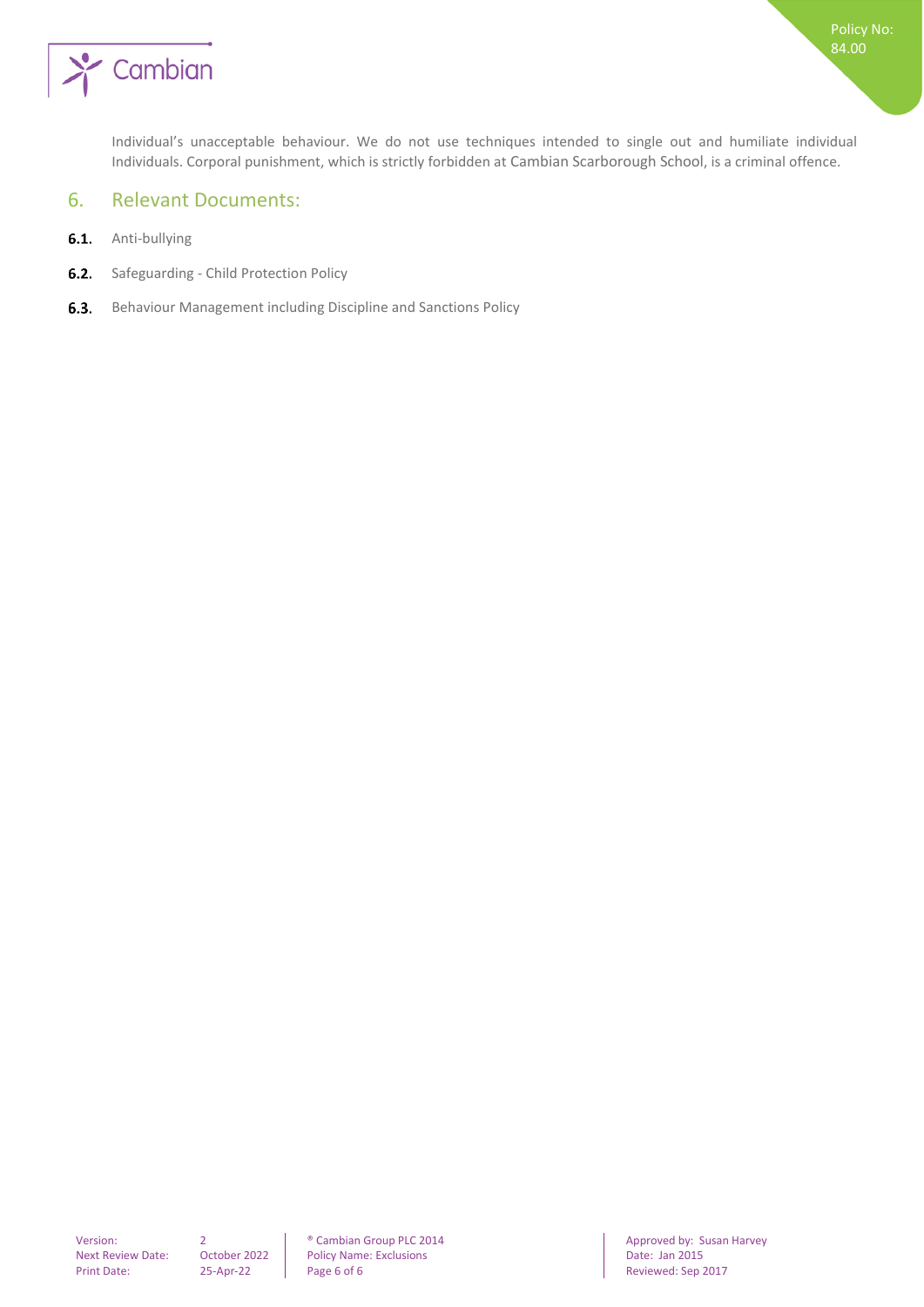Individual's unacceptable behaviour. We do not use techniques intended to single out and humiliate individual Individuals. Corporal punishment, which is strictly forbidden at Cambian Scarborough School, is a criminal offence.

## 6. Relevant Documents:

**6.1.** Anti-bullying

**6.2.** Safeguarding - Child Protection Policy

**6.3.** Behaviour Management including Discipline and Sanctions Policy